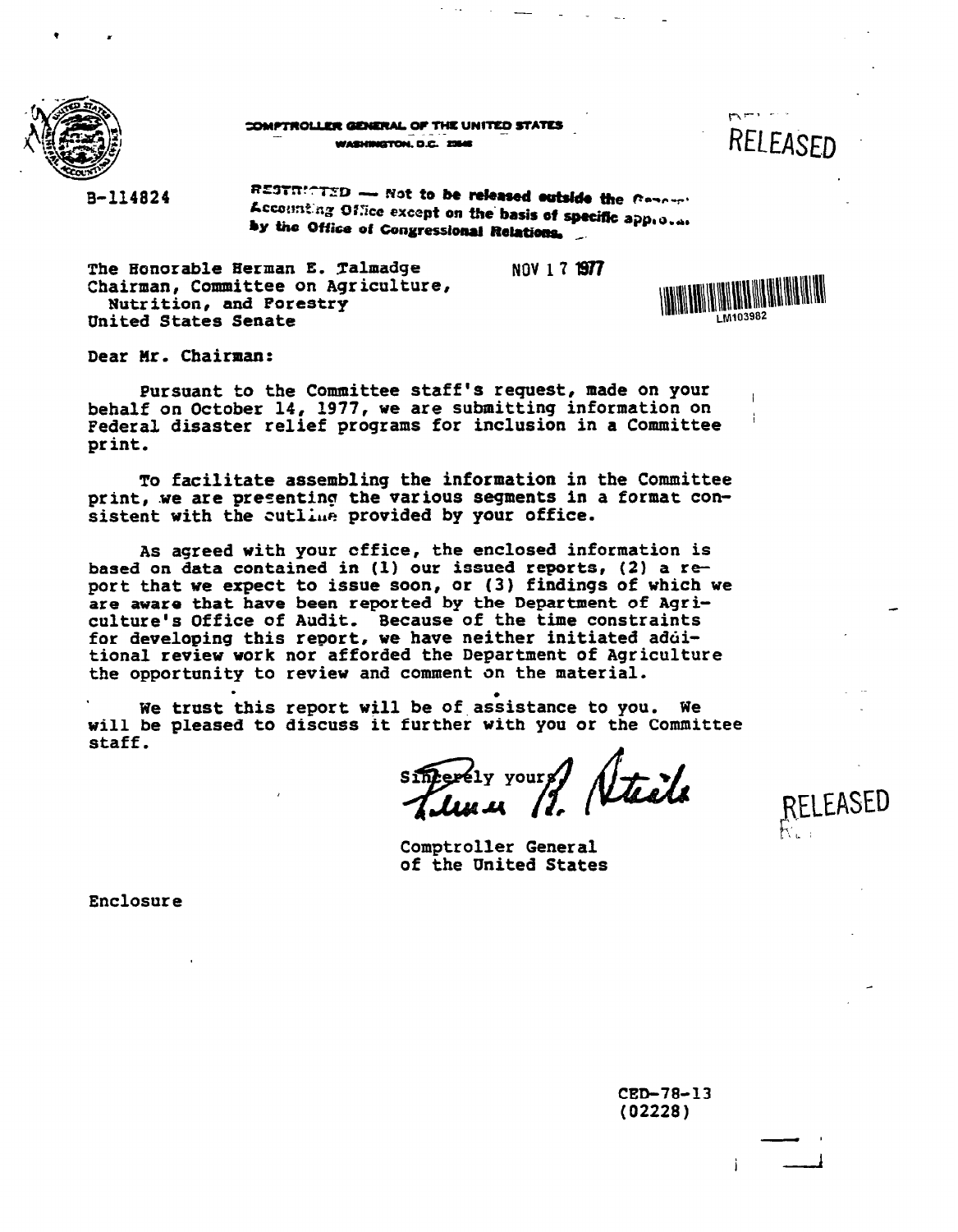COMPTROLLER GENERAL OF THE UNITED STATES
WASHINGTON, D.C. 20548

RELEASED

B-114824

RESTRICTED — Not to be released outside the General Accounting Office except on the basis of specific approval by the Office of Congressional Relations.

The Honorable Herman E. Talmadge
Chairman, Committee on Agriculture,
Nutrition, and Forestry
United States Senate

NOV 17 1977

LM103982

Dear Mr. Chairman:

Pursuant to the Committee staff's request, made on your behalf on October 14, 1977, we are submitting information on Federal disaster relief programs for inclusion in a Committee print.

To facilitate assembling the information in the Committee print, we are presenting the various segments in a format consistent with the outline provided by your office.

As agreed with your office, the enclosed information is based on data contained in (1) our issued reports, (2) a report that we expect to issue soon, or (3) findings of which we are aware that have been reported by the Department of Agriculture's Office of Audit. Because of the time constraints for developing this report, we have neither initiated additional review work nor afforded the Department of Agriculture the opportunity to review and comment on the material.

We trust this report will be of assistance to you. We will be pleased to discuss it further with you or the Committee staff.

Sincerely yours,

Elmer B. Staats

Comptroller General
of the United States

RELEASED

Enclosure

CED-78-13
(02228)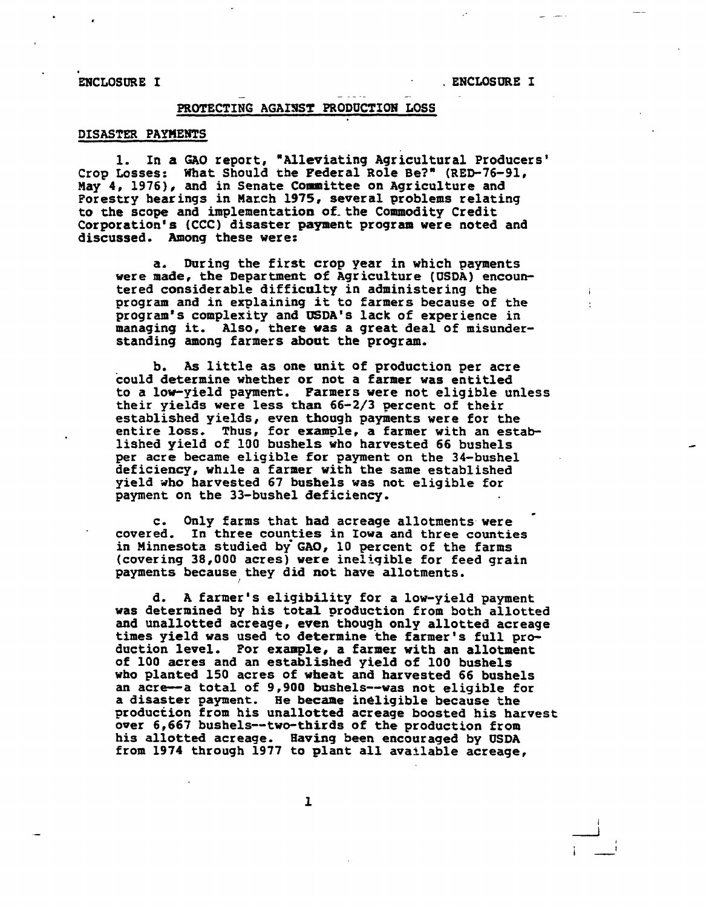ENCLOSURE I

## PROTECTING AGAINST PRODUCTION LOSS

### DISASTER PAYMENTS

1. In a GAO report, "Alleviating Agricultural Producers' Crop Losses: What Should the Federal Role Be?" (RED-76-91, May 4, 1976), and in Senate Committee on Agriculture and Forestry hearings in March 1975, several problems relating to the scope and implementation of the Commodity Credit Corporation's (CCC) disaster payment program were noted and discussed. Among these were:

   a. During the first crop year in which payments were made, the Department of Agriculture (USDA) encountered considerable difficulty in administering the program and in explaining it to farmers because of the program's complexity and USDA's lack of experience in managing it. Also, there was a great deal of misunderstanding among farmers about the program.

   b. As little as one unit of production per acre could determine whether or not a farmer was entitled to a low-yield payment. Farmers were not eligible unless their yields were less than 66-2/3 percent of their established yields, even though payments were for the entire loss. Thus, for example, a farmer with an established yield of 100 bushels who harvested 66 bushels per acre became eligible for payment on the 34-bushel deficiency, while a farmer with the same established yield who harvested 67 bushels was not eligible for payment on the 33-bushel deficiency.

   c. Only farms that had acreage allotments were covered. In three counties in Iowa and three counties in Minnesota studied by GAO, 10 percent of the farms (covering 38,000 acres) were ineligible for feed grain payments because they did not have allotments.

   d. A farmer's eligibility for a low-yield payment was determined by his total production from both allotted and unallotted acreage, even though only allotted acreage times yield was used to determine the farmer's full production level. For example, a farmer with an allotment of 100 acres and an established yield of 100 bushels who planted 150 acres of wheat and harvested 66 bushels an acre--a total of 9,900 bushels--was not eligible for a disaster payment. He became ineligible because the production from his unallotted acreage boosted his harvest over 6,667 bushels--two-thirds of the production from his allotted acreage. Having been encouraged by USDA from 1974 through 1977 to plant all available acreage,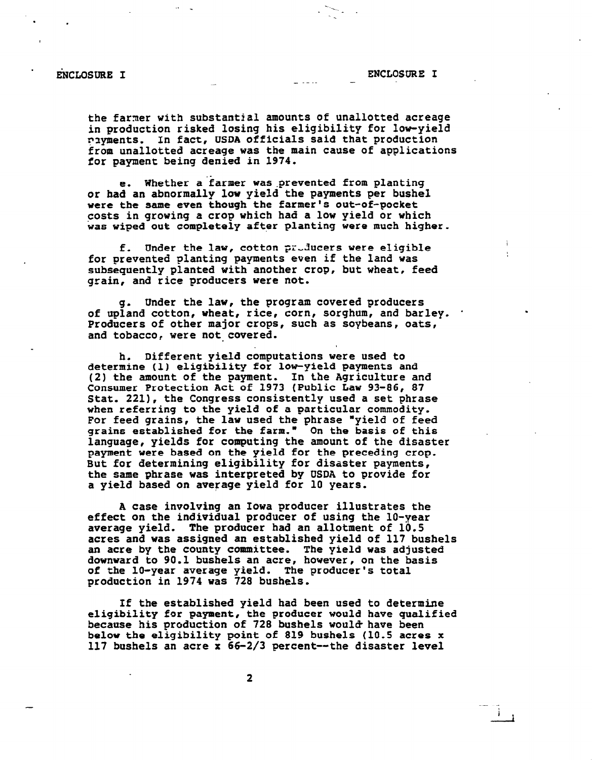the farmer with substantial amounts of unallotted acreage in production risked losing his eligibility for low-yield payments. In fact, USDA officials said that production from unallotted acreage was the main cause of applications for payment being denied in 1974.

e. Whether a farmer was prevented from planting or had an abnormally low yield the payments per bushel were the same even though the farmer's out-of-pocket costs in growing a crop which had a low yield or which was wiped out completely after planting were much higher.

f. Under the law, cotton producers were eligible for prevented planting payments even if the land was subsequently planted with another crop, but wheat, feed grain, and rice producers were not.

g. Under the law, the program covered producers of upland cotton, wheat, rice, corn, sorghum, and barley. Producers of other major crops, such as soybeans, oats, and tobacco, were not covered.

h. Different yield computations were used to determine (1) eligibility for low-yield payments and (2) the amount of the payment. In the Agriculture and Consumer Protection Act of 1973 (Public Law 93-86, 87 Stat. 221), the Congress consistently used a set phrase when referring to the yield of a particular commodity. For feed grains, the law used the phrase "yield of feed grains established for the farm." On the basis of this language, yields for computing the amount of the disaster payment were based on the yield for the preceding crop. But for determining eligibility for disaster payments, the same phrase was interpreted by USDA to provide for a yield based on average yield for 10 years.

A case involving an Iowa producer illustrates the effect on the individual producer of using the 10-year average yield. The producer had an allotment of 10.5 acres and was assigned an established yield of 117 bushels an acre by the county committee. The yield was adjusted downward to 90.1 bushels an acre, however, on the basis of the 10-year average yield. The producer's total production in 1974 was 728 bushels.

If the established yield had been used to determine eligibility for payment, the producer would have qualified because his production of 728 bushels would have been below the eligibility point of 819 bushels (10.5 acres x 117 bushels an acre x 66-2/3 percent--the disaster level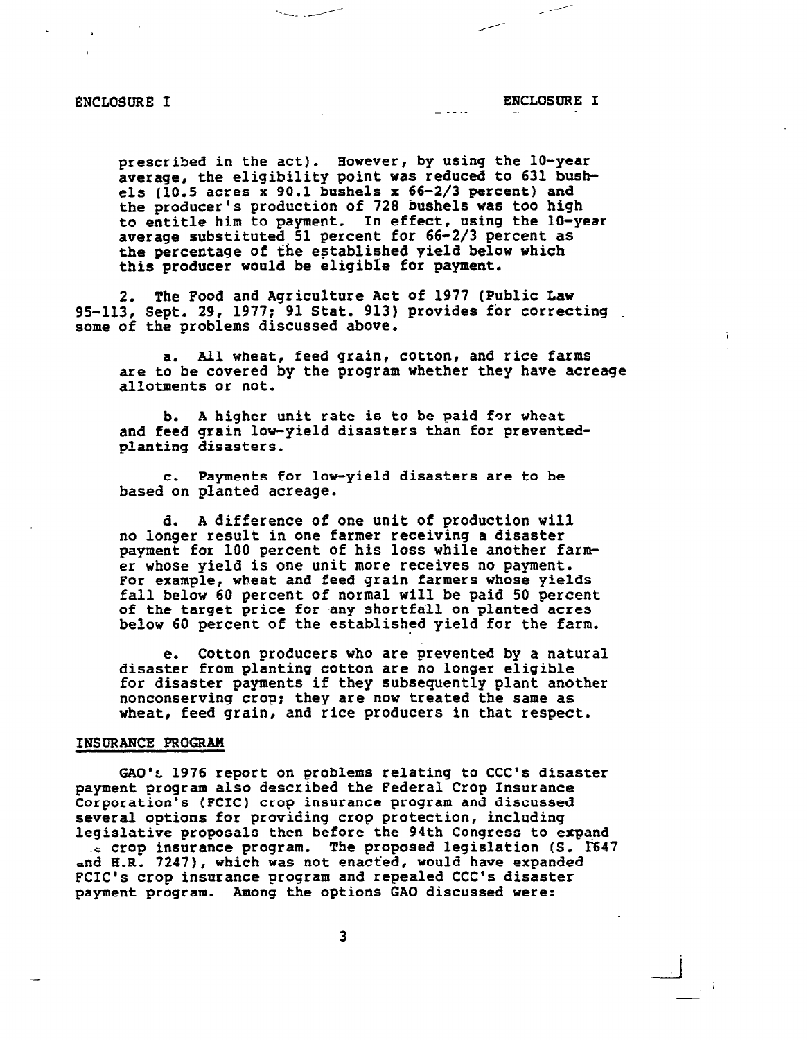prescribed in the act). However, by using the 10-year average, the eligibility point was reduced to 631 bushels (10.5 acres x 90.1 bushels x 66-2/3 percent) and the producer's production of 728 bushels was too high to entitle him to payment. In effect, using the 10-year average substituted 51 percent for 66-2/3 percent as the percentage of the established yield below which this producer would be eligible for payment.

2. The Food and Agriculture Act of 1977 (Public Law 95-113, Sept. 29, 1977; 91 Stat. 913) provides for correcting some of the problems discussed above.

a. All wheat, feed grain, cotton, and rice farms are to be covered by the program whether they have acreage allotments or not.

b. A higher unit rate is to be paid for wheat and feed grain low-yield disasters than for prevented-planting disasters.

c. Payments for low-yield disasters are to be based on planted acreage.

d. A difference of one unit of production will no longer result in one farmer receiving a disaster payment for 100 percent of his loss while another farmer whose yield is one unit more receives no payment. For example, wheat and feed grain farmers whose yields fall below 60 percent of normal will be paid 50 percent of the target price for any shortfall on planted acres below 60 percent of the established yield for the farm.

e. Cotton producers who are prevented by a natural disaster from planting cotton are no longer eligible for disaster payments if they subsequently plant another nonconserving crop; they are now treated the same as wheat, feed grain, and rice producers in that respect.

INSURANCE PROGRAM

GAO's 1976 report on problems relating to CCC's disaster payment program also described the Federal Crop Insurance Corporation's (FCIC) crop insurance program and discussed several options for providing crop protection, including legislative proposals then before the 94th Congress to expand the crop insurance program. The proposed legislation (S. 1647 and H.R. 7247), which was not enacted, would have expanded FCIC's crop insurance program and repealed CCC's disaster payment program. Among the options GAO discussed were: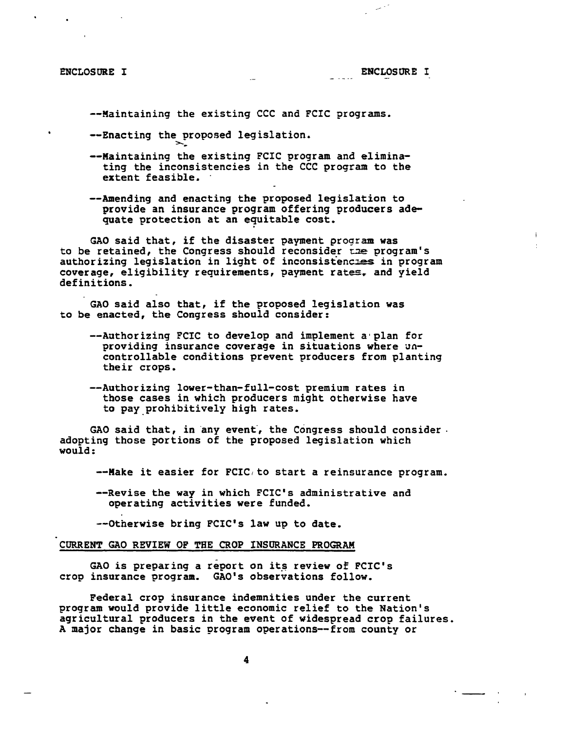--Maintaining the existing CCC and FCIC programs.

--Enacting the proposed legislation.

--Maintaining the existing FCIC program and eliminating the inconsistencies in the CCC program to the extent feasible.

--Amending and enacting the proposed legislation to provide an insurance program offering producers adequate protection at an equitable cost.

GAO said that, if the disaster payment program was to be retained, the Congress should reconsider the program's authorizing legislation in light of inconsistencies in program coverage, eligibility requirements, payment rates, and yield definitions.

GAO said also that, if the proposed legislation was to be enacted, the Congress should consider:

--Authorizing FCIC to develop and implement a plan for providing insurance coverage in situations where uncontrollable conditions prevent producers from planting their crops.

--Authorizing lower-than-full-cost premium rates in those cases in which producers might otherwise have to pay prohibitively high rates.

GAO said that, in any event, the Congress should consider adopting those portions of the proposed legislation which would:

--Make it easier for FCIC to start a reinsurance program.

--Revise the way in which FCIC's administrative and operating activities were funded.

--Otherwise bring FCIC's law up to date.

## CURRENT GAO REVIEW OF THE CROP INSURANCE PROGRAM

GAO is preparing a report on its review of FCIC's crop insurance program. GAO's observations follow.

Federal crop insurance indemnities under the current program would provide little economic relief to the Nation's agricultural producers in the event of widespread crop failures. A major change in basic program operations--from county or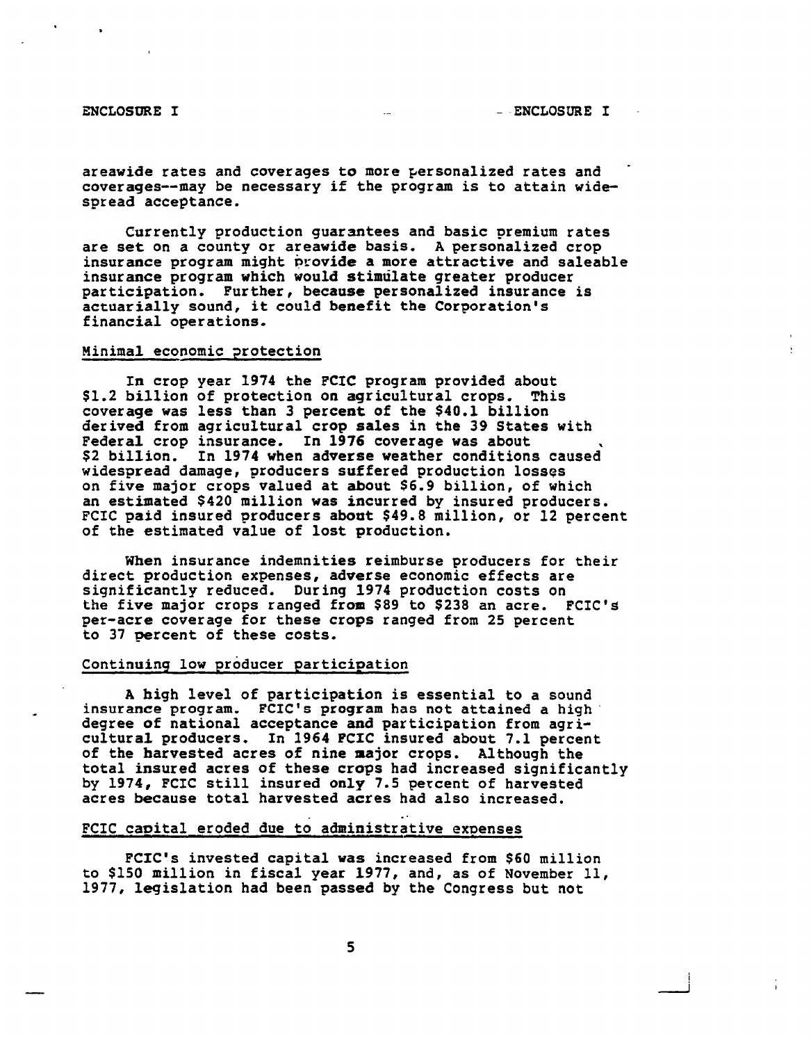areawide rates and coverages to more personalized rates and coverages--may be necessary if the program is to attain widespread acceptance.

Currently production guarantees and basic premium rates are set on a county or areawide basis. A personalized crop insurance program might provide a more attractive and saleable insurance program which would stimulate greater producer participation. Further, because personalized insurance is actuarially sound, it could benefit the Corporation's financial operations.

## Minimal economic protection

In crop year 1974 the FCIC program provided about $1.2 billion of protection on agricultural crops. This coverage was less than 3 percent of the $40.1 billion derived from agricultural crop sales in the 39 States with Federal crop insurance. In 1976 coverage was about $2 billion. In 1974 when adverse weather conditions caused widespread damage, producers suffered production losses on five major crops valued at about $6.9 billion, of which an estimated $420 million was incurred by insured producers. FCIC paid insured producers about $49.8 million, or 12 percent of the estimated value of lost production.

When insurance indemnities reimburse producers for their direct production expenses, adverse economic effects are significantly reduced. During 1974 production costs on the five major crops ranged from $89 to $238 an acre. FCIC's per-acre coverage for these crops ranged from 25 percent to 37 percent of these costs.

## Continuing low producer participation

A high level of participation is essential to a sound insurance program. FCIC's program has not attained a high degree of national acceptance and participation from agricultural producers. In 1964 FCIC insured about 7.1 percent of the harvested acres of nine major crops. Although the total insured acres of these crops had increased significantly by 1974, FCIC still insured only 7.5 percent of harvested acres because total harvested acres had also increased.

## FCIC capital eroded due to administrative expenses

FCIC's invested capital was increased from $60 million to $150 million in fiscal year 1977, and, as of November 11, 1977, legislation had been passed by the Congress but not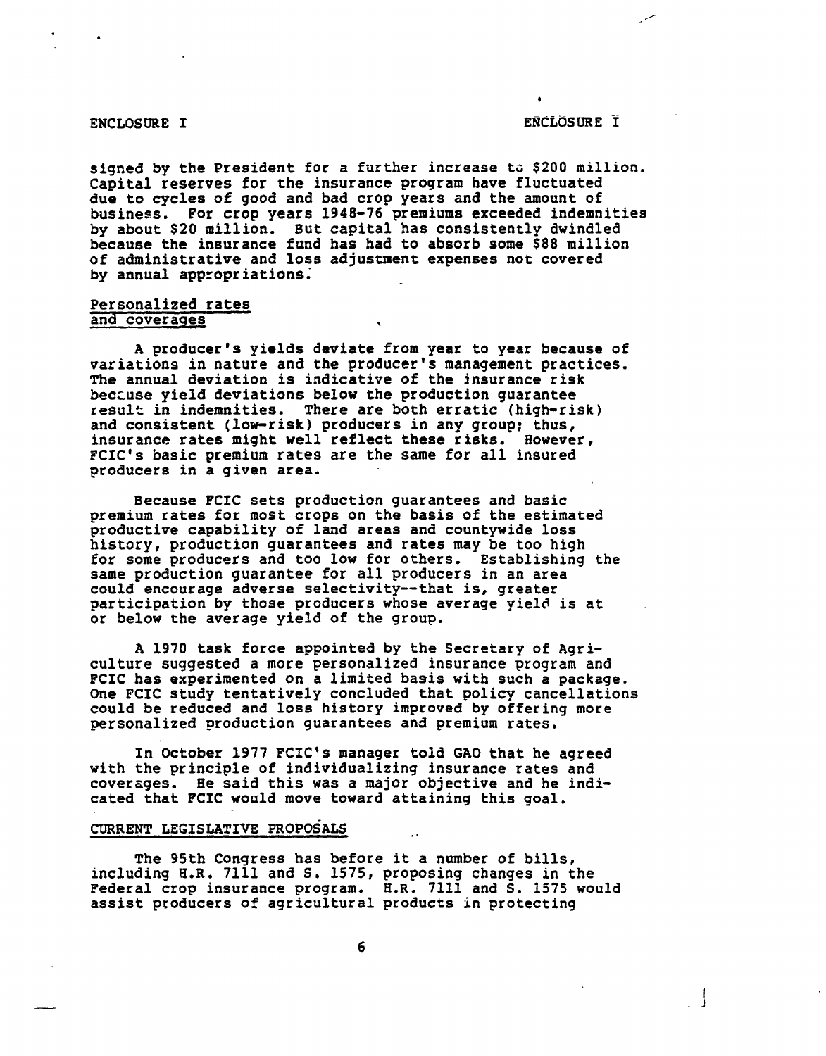signed by the President for a further increase to $200 million. Capital reserves for the insurance program have fluctuated due to cycles of good and bad crop years and the amount of business. For crop years 1948-76 premiums exceeded indemnities by about $20 million. But capital has consistently dwindled because the insurance fund has had to absorb some $88 million of administrative and loss adjustment expenses not covered by annual appropriations.

## Personalized rates and coverages

A producer's yields deviate from year to year because of variations in nature and the producer's management practices. The annual deviation is indicative of the insurance risk because yield deviations below the production guarantee result in indemnities. There are both erratic (high-risk) and consistent (low-risk) producers in any group; thus, insurance rates might well reflect these risks. However, FCIC's basic premium rates are the same for all insured producers in a given area.

Because FCIC sets production guarantees and basic premium rates for most crops on the basis of the estimated productive capability of land areas and countywide loss history, production guarantees and rates may be too high for some producers and too low for others. Establishing the same production guarantee for all producers in an area could encourage adverse selectivity--that is, greater participation by those producers whose average yield is at or below the average yield of the group.

A 1970 task force appointed by the Secretary of Agriculture suggested a more personalized insurance program and FCIC has experimented on a limited basis with such a package. One FCIC study tentatively concluded that policy cancellations could be reduced and loss history improved by offering more personalized production guarantees and premium rates.

In October 1977 FCIC's manager told GAO that he agreed with the principle of individualizing insurance rates and coverages. He said this was a major objective and he indicated that FCIC would move toward attaining this goal.

## CURRENT LEGISLATIVE PROPOSALS

The 95th Congress has before it a number of bills, including H.R. 7111 and S. 1575, proposing changes in the Federal crop insurance program. H.R. 7111 and S. 1575 would assist producers of agricultural products in protecting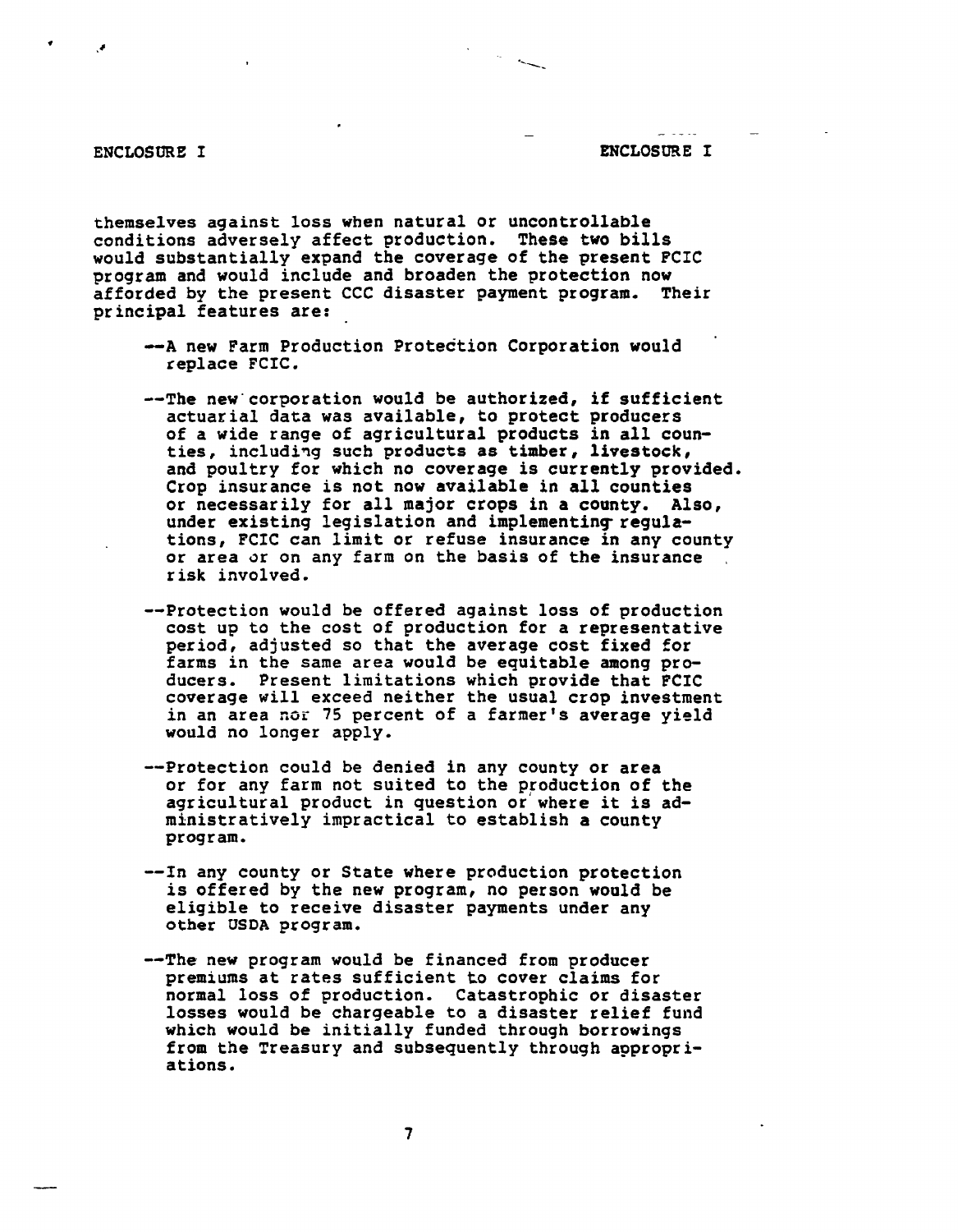themselves against loss when natural or uncontrollable conditions adversely affect production. These two bills would substantially expand the coverage of the present FCIC program and would include and broaden the protection now afforded by the present CCC disaster payment program. Their principal features are:

- --A new Farm Production Protection Corporation would replace FCIC.

- --The new corporation would be authorized, if sufficient actuarial data was available, to protect producers of a wide range of agricultural products in all counties, including such products as timber, livestock, and poultry for which no coverage is currently provided. Crop insurance is not now available in all counties or necessarily for all major crops in a county. Also, under existing legislation and implementing regulations, FCIC can limit or refuse insurance in any county or area or on any farm on the basis of the insurance risk involved.

- --Protection would be offered against loss of production cost up to the cost of production for a representative period, adjusted so that the average cost fixed for farms in the same area would be equitable among producers. Present limitations which provide that FCIC coverage will exceed neither the usual crop investment in an area nor 75 percent of a farmer's average yield would no longer apply.

- --Protection could be denied in any county or area or for any farm not suited to the production of the agricultural product in question or where it is administratively impractical to establish a county program.

- --In any county or State where production protection is offered by the new program, no person would be eligible to receive disaster payments under any other USDA program.

- --The new program would be financed from producer premiums at rates sufficient to cover claims for normal loss of production. Catastrophic or disaster losses would be chargeable to a disaster relief fund which would be initially funded through borrowings from the Treasury and subsequently through appropriations.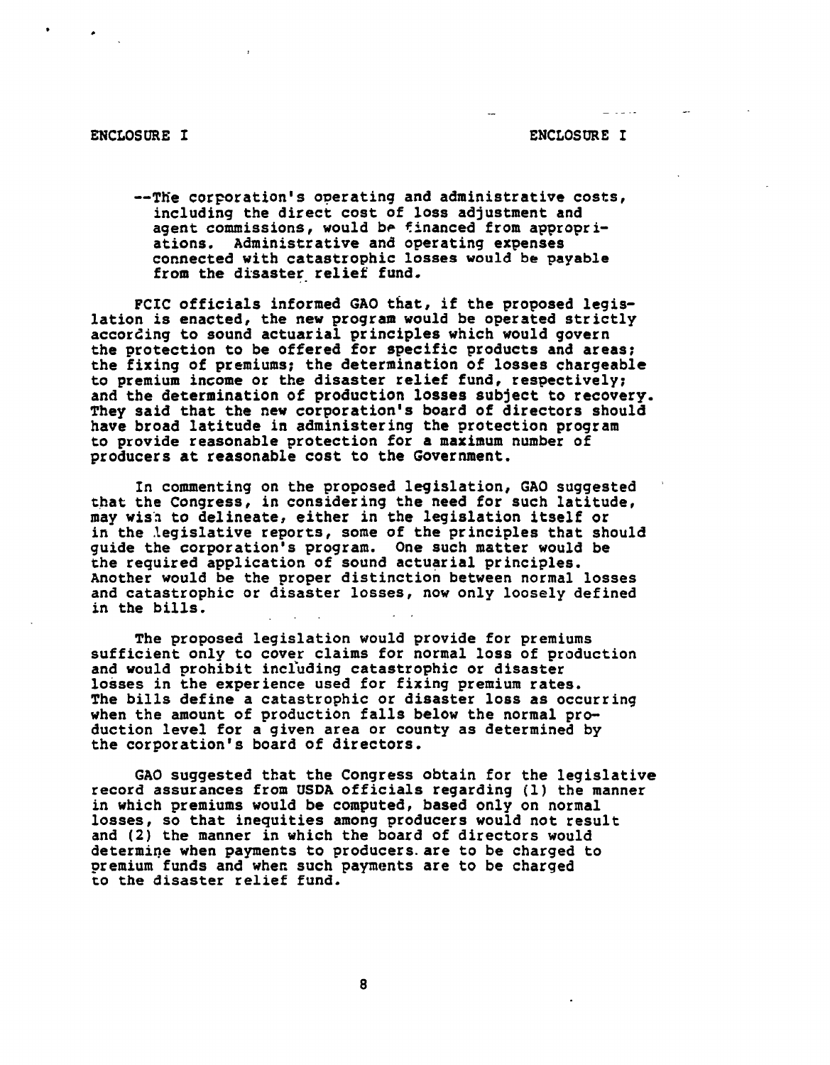ENCLOSURE I

--The corporation's operating and administrative costs, including the direct cost of loss adjustment and agent commissions, would be financed from appropriations. Administrative and operating expenses connected with catastrophic losses would be payable from the disaster relief fund.

FCIC officials informed GAO that, if the proposed legislation is enacted, the new program would be operated strictly according to sound actuarial principles which would govern the protection to be offered for specific products and areas; the fixing of premiums; the determination of losses chargeable to premium income or the disaster relief fund, respectively; and the determination of production losses subject to recovery. They said that the new corporation's board of directors should have broad latitude in administering the protection program to provide reasonable protection for a maximum number of producers at reasonable cost to the Government.

In commenting on the proposed legislation, GAO suggested that the Congress, in considering the need for such latitude, may wish to delineate, either in the legislation itself or in the legislative reports, some of the principles that should guide the corporation's program. One such matter would be the required application of sound actuarial principles. Another would be the proper distinction between normal losses and catastrophic or disaster losses, now only loosely defined in the bills.

The proposed legislation would provide for premiums sufficient only to cover claims for normal loss of production and would prohibit including catastrophic or disaster losses in the experience used for fixing premium rates. The bills define a catastrophic or disaster loss as occurring when the amount of production falls below the normal production level for a given area or county as determined by the corporation's board of directors.

GAO suggested that the Congress obtain for the legislative record assurances from USDA officials regarding (1) the manner in which premiums would be computed, based only on normal losses, so that inequities among producers would not result and (2) the manner in which the board of directors would determine when payments to producers are to be charged to premium funds and when such payments are to be charged to the disaster relief fund.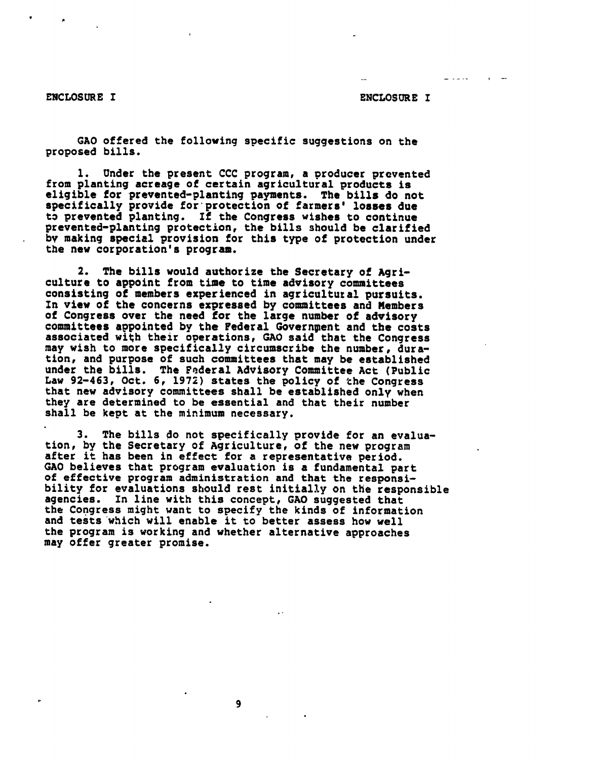GAO offered the following specific suggestions on the proposed bills.

1. Under the present CCC program, a producer prevented from planting acreage of certain agricultural products is eligible for prevented-planting payments. The bills do not specifically provide for protection of farmers' losses due to prevented planting. If the Congress wishes to continue prevented-planting protection, the bills should be clarified by making special provision for this type of protection under the new corporation's program.

2. The bills would authorize the Secretary of Agriculture to appoint from time to time advisory committees consisting of members experienced in agricultural pursuits. In view of the concerns expressed by committees and Members of Congress over the need for the large number of advisory committees appointed by the Federal Government and the costs associated with their operations, GAO said that the Congress may wish to more specifically circumscribe the number, duration, and purpose of such committees that may be established under the bills. The Federal Advisory Committee Act (Public Law 92-463, Oct. 6, 1972) states the policy of the Congress that new advisory committees shall be established only when they are determined to be essential and that their number shall be kept at the minimum necessary.

3. The bills do not specifically provide for an evaluation, by the Secretary of Agriculture, of the new program after it has been in effect for a representative period. GAO believes that program evaluation is a fundamental part of effective program administration and that the responsibility for evaluations should rest initially on the responsible agencies. In line with this concept, GAO suggested that the Congress might want to specify the kinds of information and tests which will enable it to better assess how well the program is working and whether alternative approaches may offer greater promise.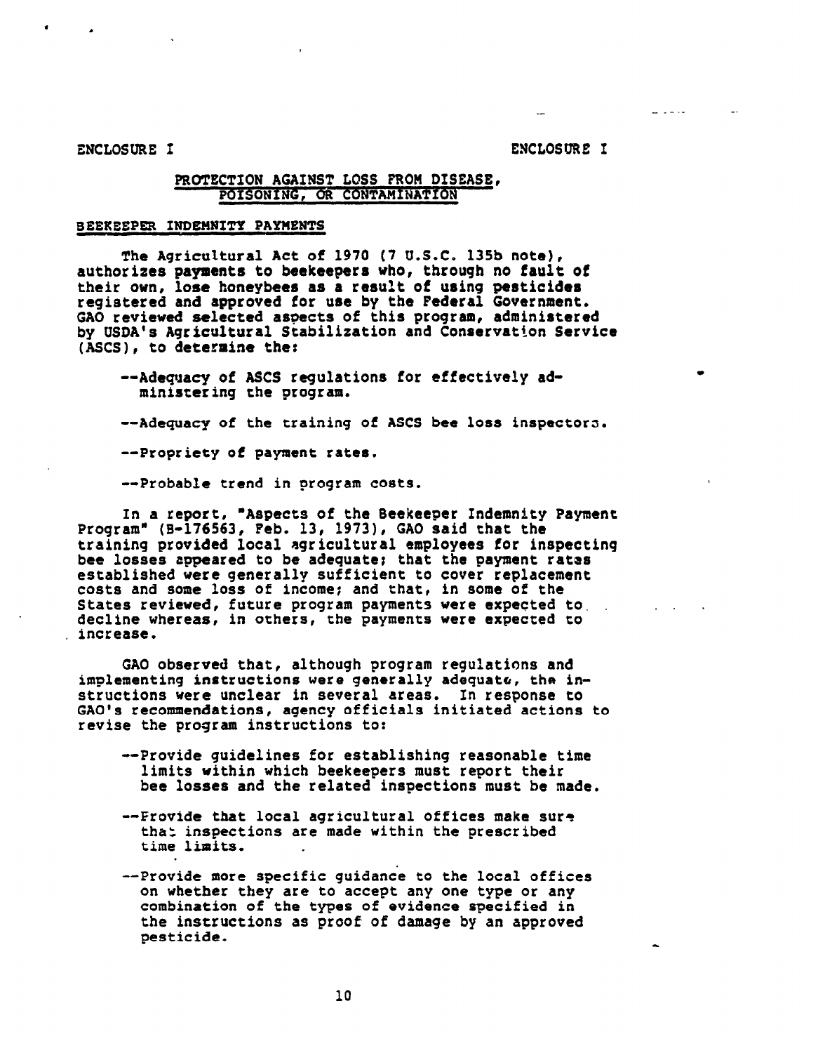## PROTECTION AGAINST LOSS FROM DISEASE, POISONING, OR CONTAMINATION

### BEEKEEPER INDEMNITY PAYMENTS

The Agricultural Act of 1970 (7 U.S.C. 135b note), authorizes payments to beekeepers who, through no fault of their own, lose honeybees as a result of using pesticides registered and approved for use by the Federal Government. GAO reviewed selected aspects of this program, administered by USDA's Agricultural Stabilization and Conservation Service (ASCS), to determine the:

- --Adequacy of ASCS regulations for effectively administering the program.
- --Adequacy of the training of ASCS bee loss inspectors.
- --Propriety of payment rates.
- --Probable trend in program costs.

In a report, "Aspects of the Beekeeper Indemnity Payment Program" (B-176563, Feb. 13, 1973), GAO said that the training provided local agricultural employees for inspecting bee losses appeared to be adequate; that the payment rates established were generally sufficient to cover replacement costs and some loss of income; and that, in some of the States reviewed, future program payments were expected to decline whereas, in others, the payments were expected to increase.

GAO observed that, although program regulations and implementing instructions were generally adequate, the instructions were unclear in several areas. In response to GAO's recommendations, agency officials initiated actions to revise the program instructions to:

- --Provide guidelines for establishing reasonable time limits within which beekeepers must report their bee losses and the related inspections must be made.
- --Provide that local agricultural offices make sure that inspections are made within the prescribed time limits.
- --Provide more specific guidance to the local offices on whether they are to accept any one type or any combination of the types of evidence specified in the instructions as proof of damage by an approved pesticide.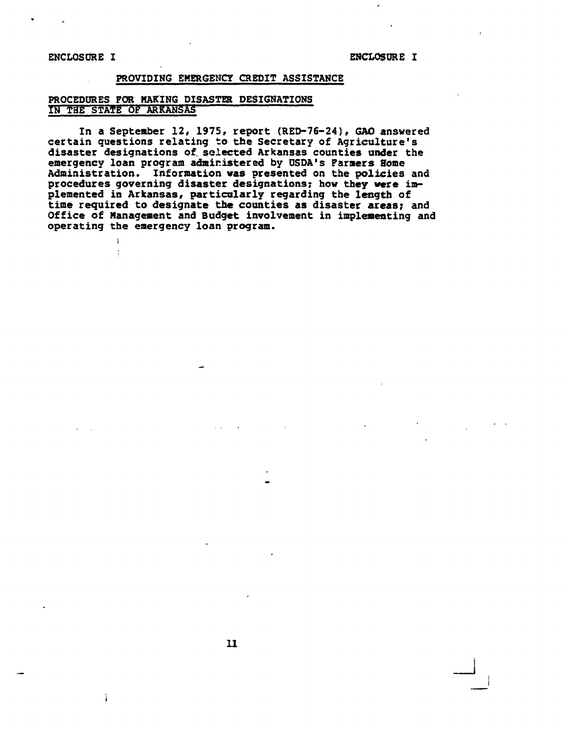## PROVIDING EMERGENCY CREDIT ASSISTANCE

### PROCEDURES FOR MAKING DISASTER DESIGNATIONS IN THE STATE OF ARKANSAS

In a September 12, 1975, report (RED-76-24), GAO answered certain questions relating to the Secretary of Agriculture's disaster designations of selected Arkansas counties under the emergency loan program administered by USDA's Farmers Home Administration. Information was presented on the policies and procedures governing disaster designations; how they were implemented in Arkansas, particularly regarding the length of time required to designate the counties as disaster areas; and Office of Management and Budget involvement in implementing and operating the emergency loan program.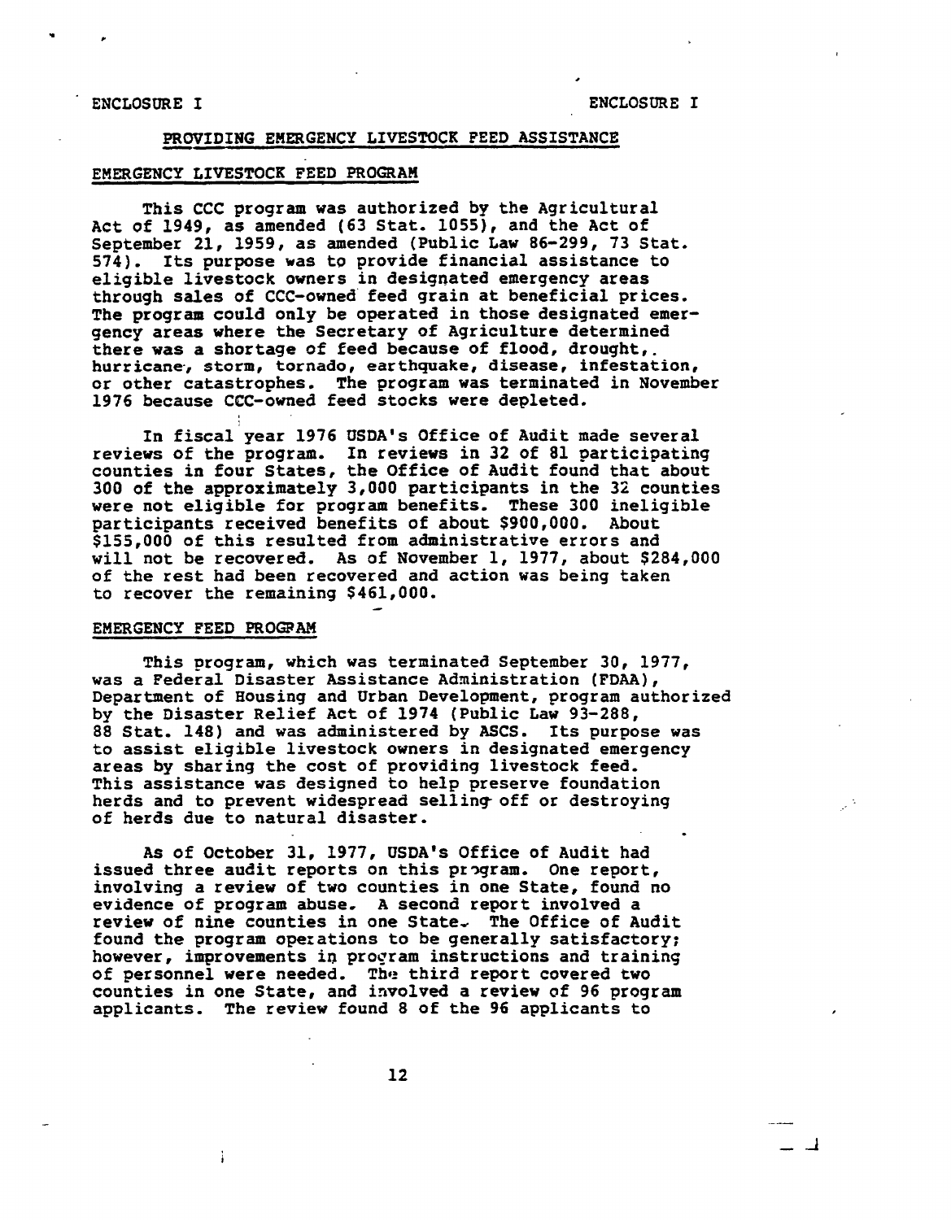ENCLOSURE I

## PROVIDING EMERGENCY LIVESTOCK FEED ASSISTANCE

### EMERGENCY LIVESTOCK FEED PROGRAM

This CCC program was authorized by the Agricultural Act of 1949, as amended (63 Stat. 1055), and the Act of September 21, 1959, as amended (Public Law 86-299, 73 Stat. 574). Its purpose was to provide financial assistance to eligible livestock owners in designated emergency areas through sales of CCC-owned feed grain at beneficial prices. The program could only be operated in those designated emergency areas where the Secretary of Agriculture determined there was a shortage of feed because of flood, drought, hurricane, storm, tornado, earthquake, disease, infestation, or other catastrophes. The program was terminated in November 1976 because CCC-owned feed stocks were depleted.

In fiscal year 1976 USDA's Office of Audit made several reviews of the program. In reviews in 32 of 81 participating counties in four States, the Office of Audit found that about 300 of the approximately 3,000 participants in the 32 counties were not eligible for program benefits. These 300 ineligible participants received benefits of about $900,000. About $155,000 of this resulted from administrative errors and will not be recovered. As of November 1, 1977, about $284,000 of the rest had been recovered and action was being taken to recover the remaining $461,000.

### EMERGENCY FEED PROGRAM

This program, which was terminated September 30, 1977, was a Federal Disaster Assistance Administration (FDAA), Department of Housing and Urban Development, program authorized by the Disaster Relief Act of 1974 (Public Law 93-288, 88 Stat. 148) and was administered by ASCS. Its purpose was to assist eligible livestock owners in designated emergency areas by sharing the cost of providing livestock feed. This assistance was designed to help preserve foundation herds and to prevent widespread selling off or destroying of herds due to natural disaster.

As of October 31, 1977, USDA's Office of Audit had issued three audit reports on this program. One report, involving a review of two counties in one State, found no evidence of program abuse. A second report involved a review of nine counties in one State. The Office of Audit found the program operations to be generally satisfactory; however, improvements in program instructions and training of personnel were needed. The third report covered two counties in one State, and involved a review of 96 program applicants. The review found 8 of the 96 applicants to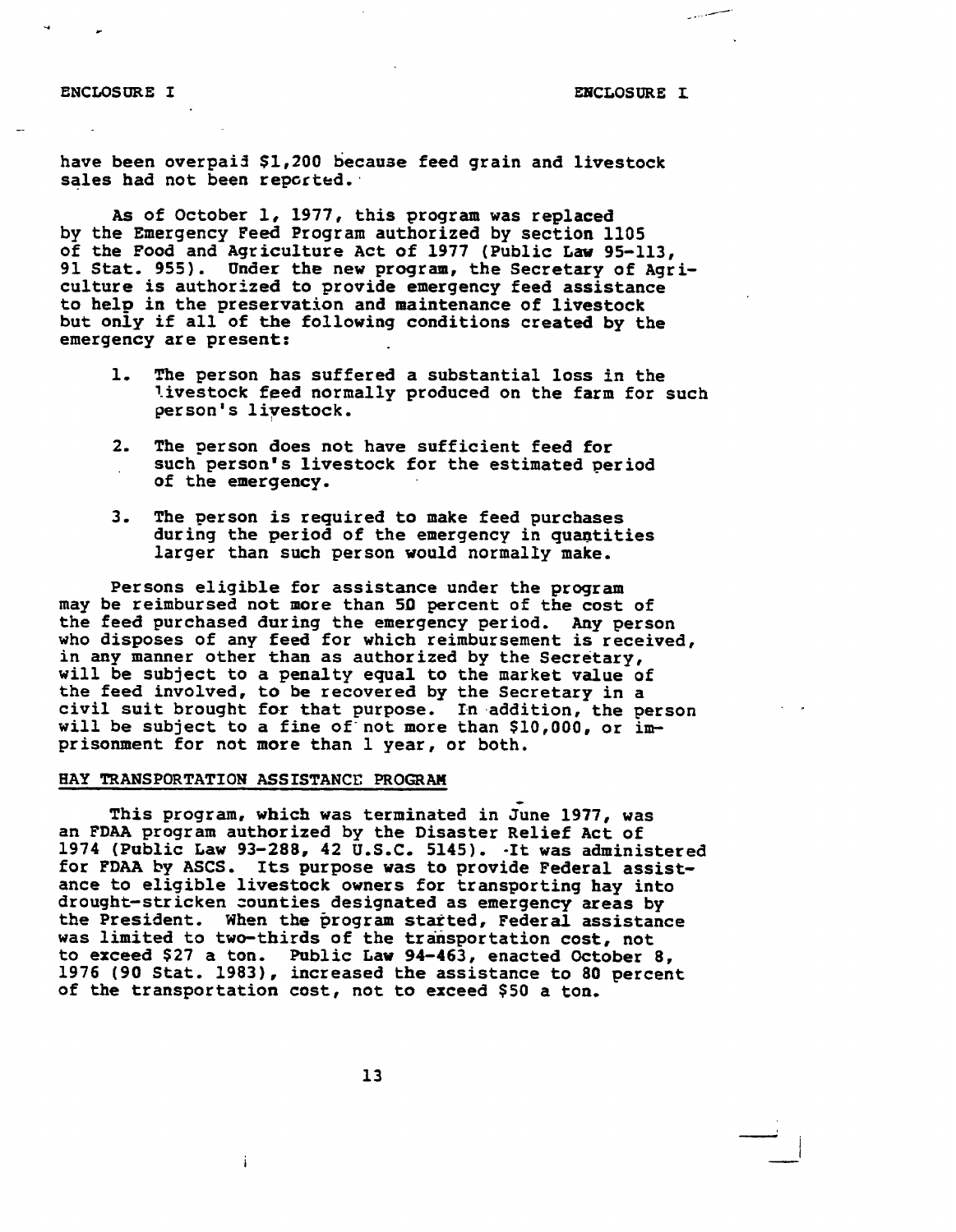have been overpaid $1,200 because feed grain and livestock sales had not been reported.

As of October 1, 1977, this program was replaced by the Emergency Feed Program authorized by section 1105 of the Food and Agriculture Act of 1977 (Public Law 95-113, 91 Stat. 955). Under the new program, the Secretary of Agriculture is authorized to provide emergency feed assistance to help in the preservation and maintenance of livestock but only if all of the following conditions created by the emergency are present:

1. The person has suffered a substantial loss in the livestock feed normally produced on the farm for such person's livestock.
2. The person does not have sufficient feed for such person's livestock for the estimated period of the emergency.
3. The person is required to make feed purchases during the period of the emergency in quantities larger than such person would normally make.

Persons eligible for assistance under the program may be reimbursed not more than 50 percent of the cost of the feed purchased during the emergency period. Any person who disposes of any feed for which reimbursement is received, in any manner other than as authorized by the Secretary, will be subject to a penalty equal to the market value of the feed involved, to be recovered by the Secretary in a civil suit brought for that purpose. In addition, the person will be subject to a fine of not more than $10,000, or imprisonment for not more than 1 year, or both.

## HAY TRANSPORTATION ASSISTANCE PROGRAM

This program, which was terminated in June 1977, was an FDAA program authorized by the Disaster Relief Act of 1974 (Public Law 93-288, 42 U.S.C. 5145). It was administered for FDAA by ASCS. Its purpose was to provide Federal assistance to eligible livestock owners for transporting hay into drought-stricken counties designated as emergency areas by the President. When the program started, Federal assistance was limited to two-thirds of the transportation cost, not to exceed $27 a ton. Public Law 94-463, enacted October 8, 1976 (90 Stat. 1983), increased the assistance to 80 percent of the transportation cost, not to exceed $50 a ton.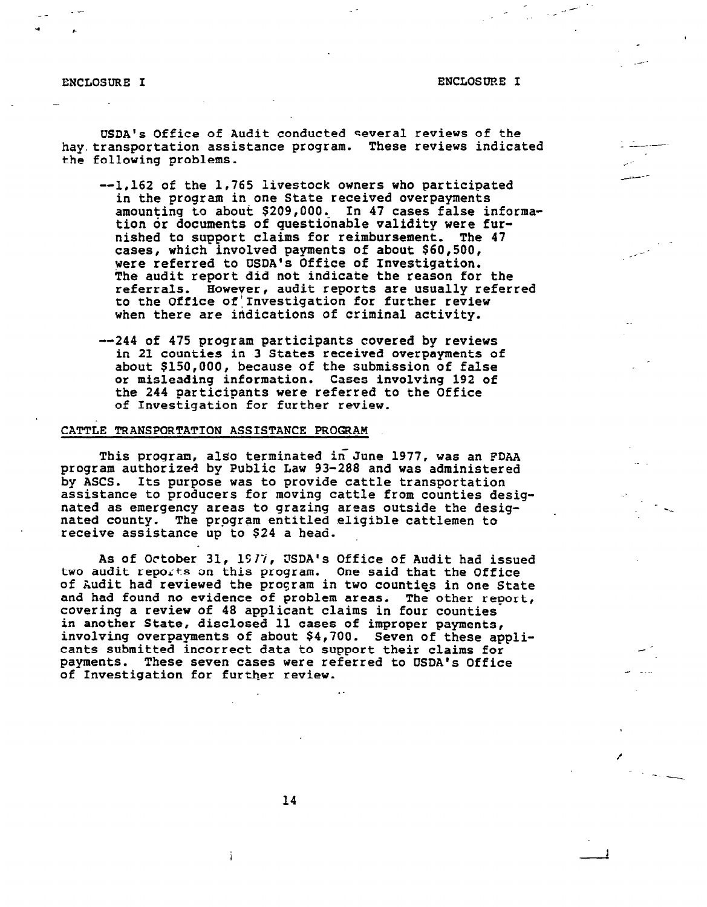USDA's Office of Audit conducted several reviews of the hay transportation assistance program. These reviews indicated the following problems.

- --1,162 of the 1,765 livestock owners who participated in the program in one State received overpayments amounting to about $209,000. In 47 cases false information or documents of questionable validity were furnished to support claims for reimbursement. The 47 cases, which involved payments of about $60,500, were referred to USDA's Office of Investigation. The audit report did not indicate the reason for the referrals. However, audit reports are usually referred to the Office of Investigation for further review when there are indications of criminal activity.

- --244 of 475 program participants covered by reviews in 21 counties in 3 States received overpayments of about $150,000, because of the submission of false or misleading information. Cases involving 192 of the 244 participants were referred to the Office of Investigation for further review.

## CATTLE TRANSPORTATION ASSISTANCE PROGRAM

This program, also terminated in June 1977, was an FDAA program authorized by Public Law 93-288 and was administered by ASCS. Its purpose was to provide cattle transportation assistance to producers for moving cattle from counties designated as emergency areas to grazing areas outside the designated county. The program entitled eligible cattlemen to receive assistance up to $24 a head.

As of October 31, 1977, USDA's Office of Audit had issued two audit reports on this program. One said that the Office of Audit had reviewed the program in two counties in one State and had found no evidence of problem areas. The other report, covering a review of 48 applicant claims in four counties in another State, disclosed 11 cases of improper payments, involving overpayments of about $4,700. Seven of these applicants submitted incorrect data to support their claims for payments. These seven cases were referred to USDA's Office of Investigation for further review.